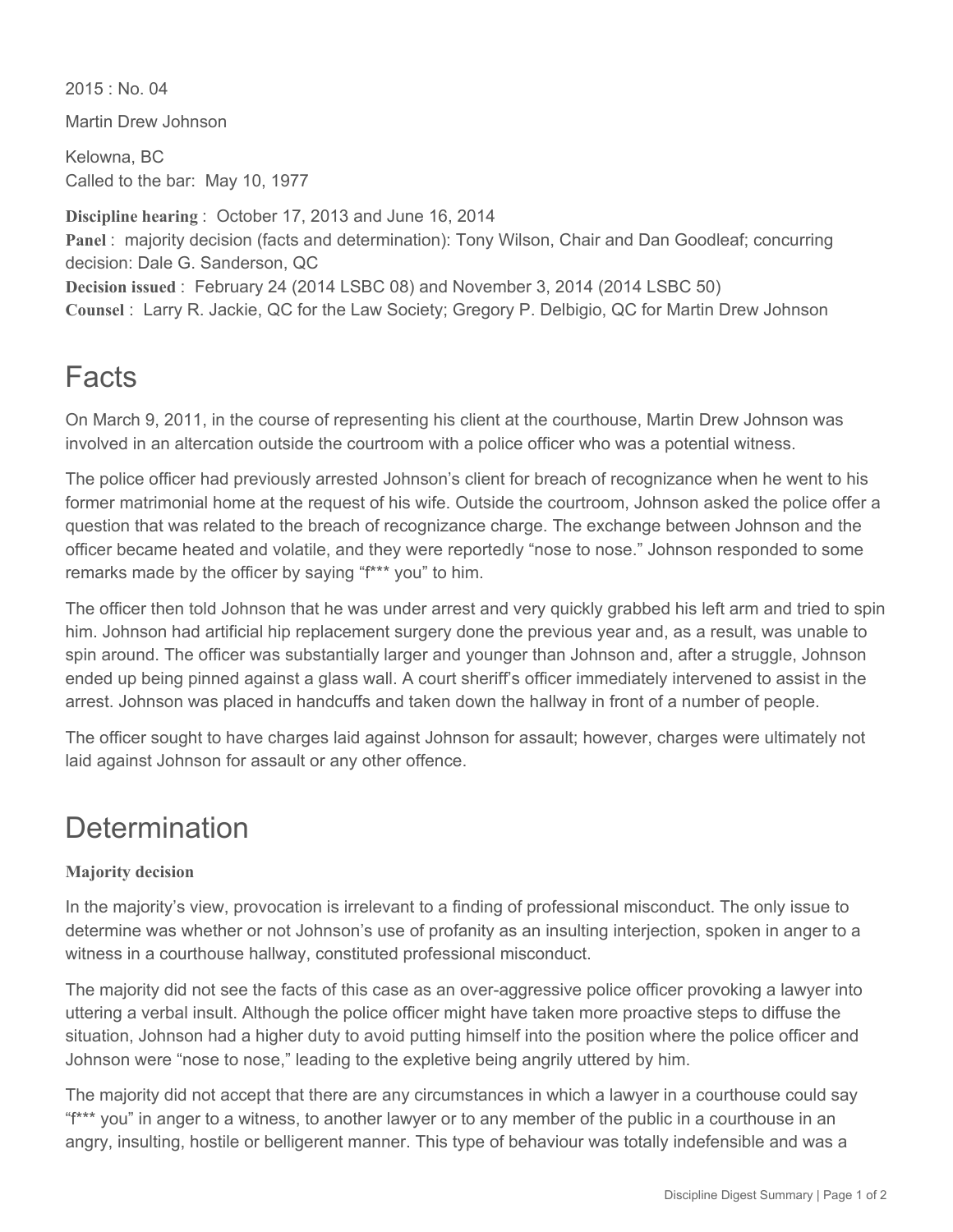2015 : No. 04

Martin Drew Johnson

Kelowna, BC
Called to the bar: May 10, 1977

**Discipline hearing** : October 17, 2013 and June 16, 2014
**Panel** : majority decision (facts and determination): Tony Wilson, Chair and Dan Goodleaf; concurring decision: Dale G. Sanderson, QC
**Decision issued** : February 24 (2014 LSBC 08) and November 3, 2014 (2014 LSBC 50)
**Counsel** : Larry R. Jackie, QC for the Law Society; Gregory P. Delbigio, QC for Martin Drew Johnson

# Facts

On March 9, 2011, in the course of representing his client at the courthouse, Martin Drew Johnson was involved in an altercation outside the courtroom with a police officer who was a potential witness.

The police officer had previously arrested Johnson's client for breach of recognizance when he went to his former matrimonial home at the request of his wife. Outside the courtroom, Johnson asked the police offer a question that was related to the breach of recognizance charge. The exchange between Johnson and the officer became heated and volatile, and they were reportedly "nose to nose." Johnson responded to some remarks made by the officer by saying "f*** you" to him.

The officer then told Johnson that he was under arrest and very quickly grabbed his left arm and tried to spin him. Johnson had artificial hip replacement surgery done the previous year and, as a result, was unable to spin around. The officer was substantially larger and younger than Johnson and, after a struggle, Johnson ended up being pinned against a glass wall. A court sheriff's officer immediately intervened to assist in the arrest. Johnson was placed in handcuffs and taken down the hallway in front of a number of people.

The officer sought to have charges laid against Johnson for assault; however, charges were ultimately not laid against Johnson for assault or any other offence.

# Determination

### Majority decision

In the majority's view, provocation is irrelevant to a finding of professional misconduct. The only issue to determine was whether or not Johnson's use of profanity as an insulting interjection, spoken in anger to a witness in a courthouse hallway, constituted professional misconduct.

The majority did not see the facts of this case as an over-aggressive police officer provoking a lawyer into uttering a verbal insult. Although the police officer might have taken more proactive steps to diffuse the situation, Johnson had a higher duty to avoid putting himself into the position where the police officer and Johnson were "nose to nose," leading to the expletive being angrily uttered by him.

The majority did not accept that there are any circumstances in which a lawyer in a courthouse could say "f*** you" in anger to a witness, to another lawyer or to any member of the public in a courthouse in an angry, insulting, hostile or belligerent manner. This type of behaviour was totally indefensible and was a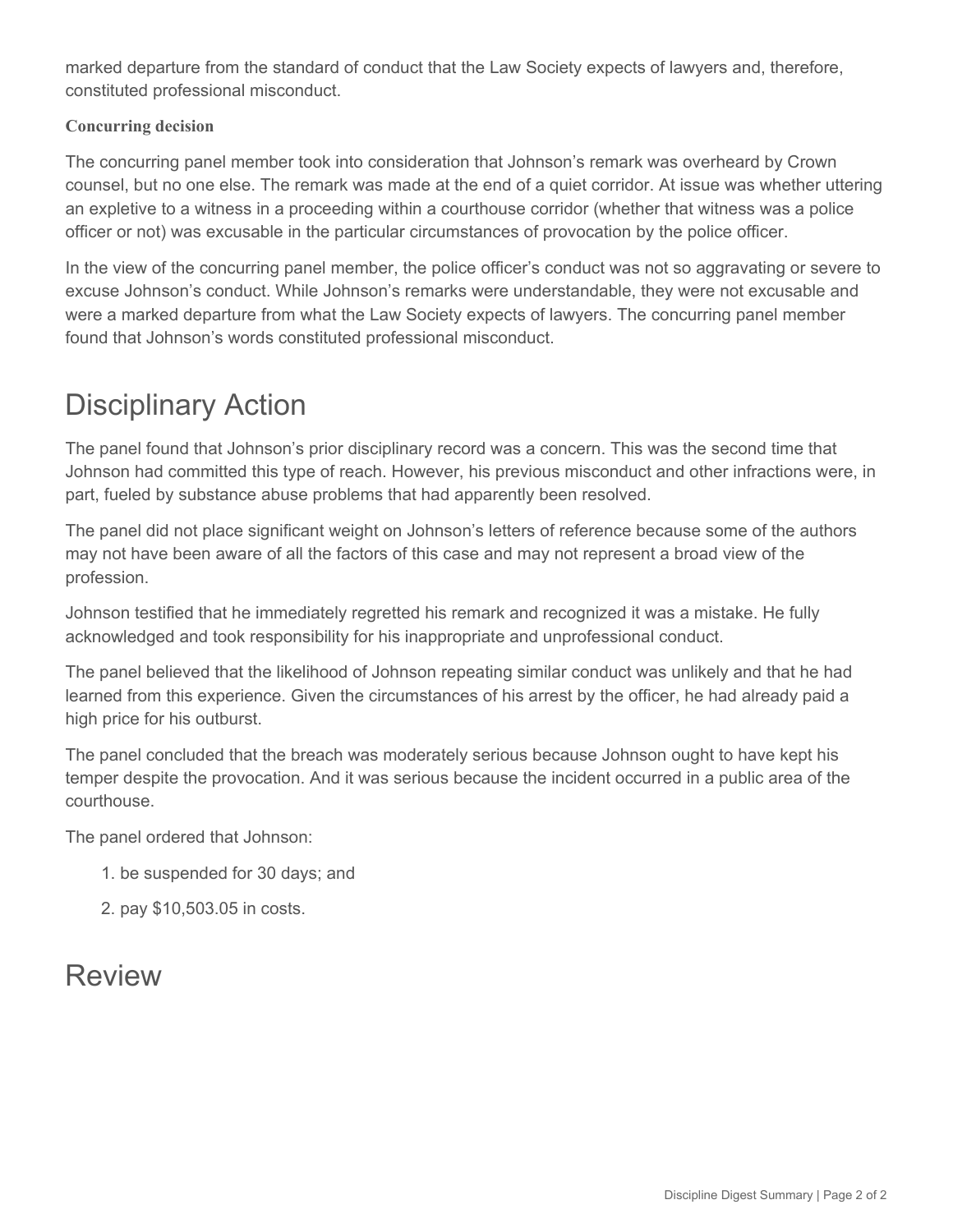marked departure from the standard of conduct that the Law Society expects of lawyers and, therefore, constituted professional misconduct.

### Concurring decision

The concurring panel member took into consideration that Johnson's remark was overheard by Crown counsel, but no one else. The remark was made at the end of a quiet corridor. At issue was whether uttering an expletive to a witness in a proceeding within a courthouse corridor (whether that witness was a police officer or not) was excusable in the particular circumstances of provocation by the police officer.

In the view of the concurring panel member, the police officer's conduct was not so aggravating or severe to excuse Johnson's conduct. While Johnson's remarks were understandable, they were not excusable and were a marked departure from what the Law Society expects of lawyers. The concurring panel member found that Johnson's words constituted professional misconduct.

## Disciplinary Action

The panel found that Johnson's prior disciplinary record was a concern. This was the second time that Johnson had committed this type of reach. However, his previous misconduct and other infractions were, in part, fueled by substance abuse problems that had apparently been resolved.

The panel did not place significant weight on Johnson's letters of reference because some of the authors may not have been aware of all the factors of this case and may not represent a broad view of the profession.

Johnson testified that he immediately regretted his remark and recognized it was a mistake. He fully acknowledged and took responsibility for his inappropriate and unprofessional conduct.

The panel believed that the likelihood of Johnson repeating similar conduct was unlikely and that he had learned from this experience. Given the circumstances of his arrest by the officer, he had already paid a high price for his outburst.

The panel concluded that the breach was moderately serious because Johnson ought to have kept his temper despite the provocation. And it was serious because the incident occurred in a public area of the courthouse.

The panel ordered that Johnson:

1. be suspended for 30 days; and
2. pay $10,503.05 in costs.

## Review